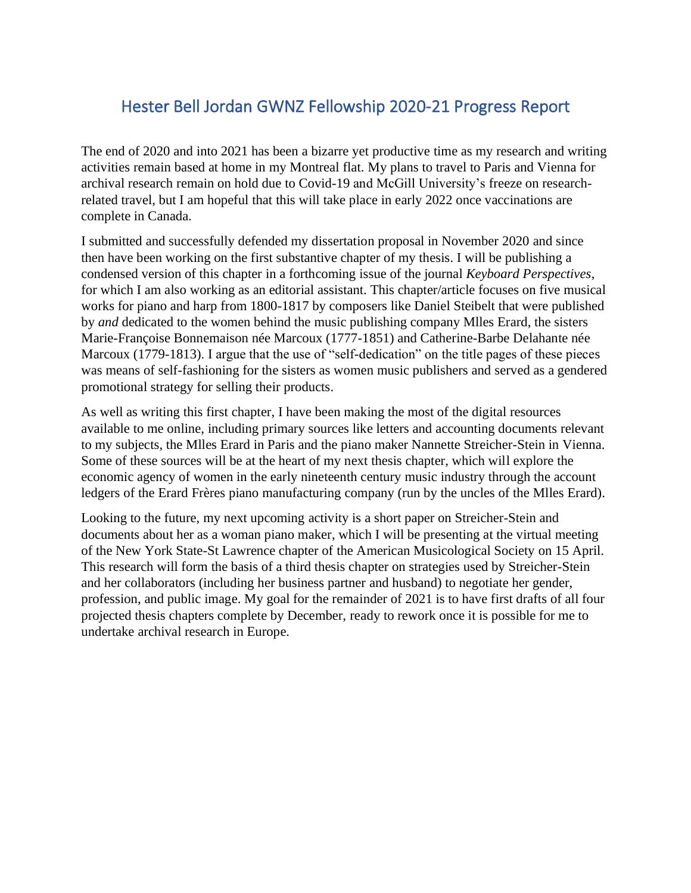# Hester Bell Jordan GWNZ Fellowship 2020-21 Progress Report

The end of 2020 and into 2021 has been a bizarre yet productive time as my research and writing activities remain based at home in my Montreal flat. My plans to travel to Paris and Vienna for archival research remain on hold due to Covid-19 and McGill University's freeze on research-related travel, but I am hopeful that this will take place in early 2022 once vaccinations are complete in Canada.

I submitted and successfully defended my dissertation proposal in November 2020 and since then have been working on the first substantive chapter of my thesis. I will be publishing a condensed version of this chapter in a forthcoming issue of the journal *Keyboard Perspectives*, for which I am also working as an editorial assistant. This chapter/article focuses on five musical works for piano and harp from 1800-1817 by composers like Daniel Steibelt that were published by *and* dedicated to the women behind the music publishing company Mlles Erard, the sisters Marie-Françoise Bonnemaison née Marcoux (1777-1851) and Catherine-Barbe Delahante née Marcoux (1779-1813). I argue that the use of "self-dedication" on the title pages of these pieces was means of self-fashioning for the sisters as women music publishers and served as a gendered promotional strategy for selling their products.

As well as writing this first chapter, I have been making the most of the digital resources available to me online, including primary sources like letters and accounting documents relevant to my subjects, the Mlles Erard in Paris and the piano maker Nannette Streicher-Stein in Vienna. Some of these sources will be at the heart of my next thesis chapter, which will explore the economic agency of women in the early nineteenth century music industry through the account ledgers of the Erard Frères piano manufacturing company (run by the uncles of the Mlles Erard).

Looking to the future, my next upcoming activity is a short paper on Streicher-Stein and documents about her as a woman piano maker, which I will be presenting at the virtual meeting of the New York State-St Lawrence chapter of the American Musicological Society on 15 April. This research will form the basis of a third thesis chapter on strategies used by Streicher-Stein and her collaborators (including her business partner and husband) to negotiate her gender, profession, and public image. My goal for the remainder of 2021 is to have first drafts of all four projected thesis chapters complete by December, ready to rework once it is possible for me to undertake archival research in Europe.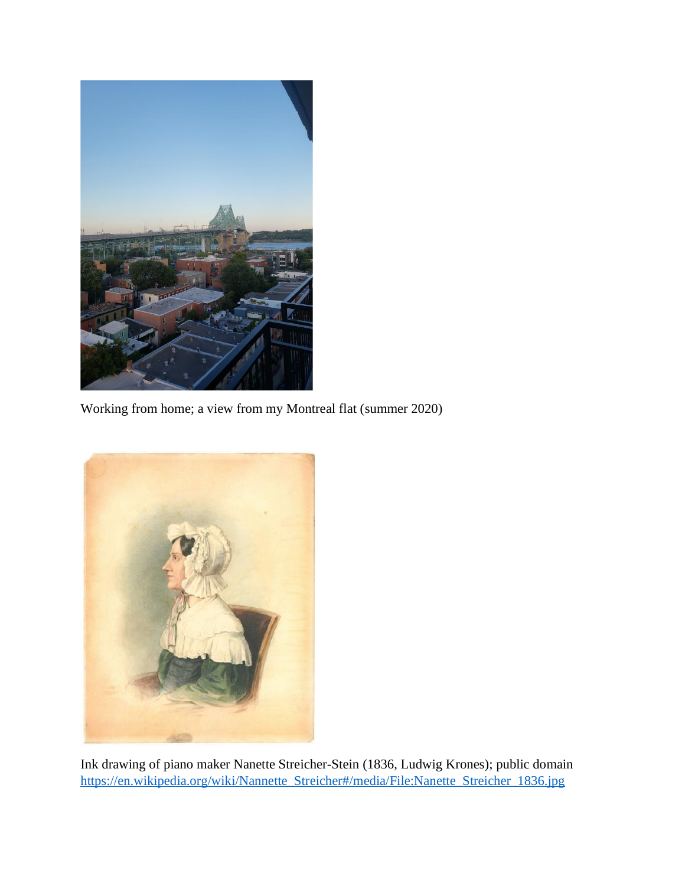Working from home; a view from my Montreal flat (summer 2020)

Ink drawing of piano maker Nanette Streicher-Stein (1836, Ludwig Krones); public domain https://en.wikipedia.org/wiki/Nannette_Streicher#/media/File:Nanette_Streicher_1836.jpg